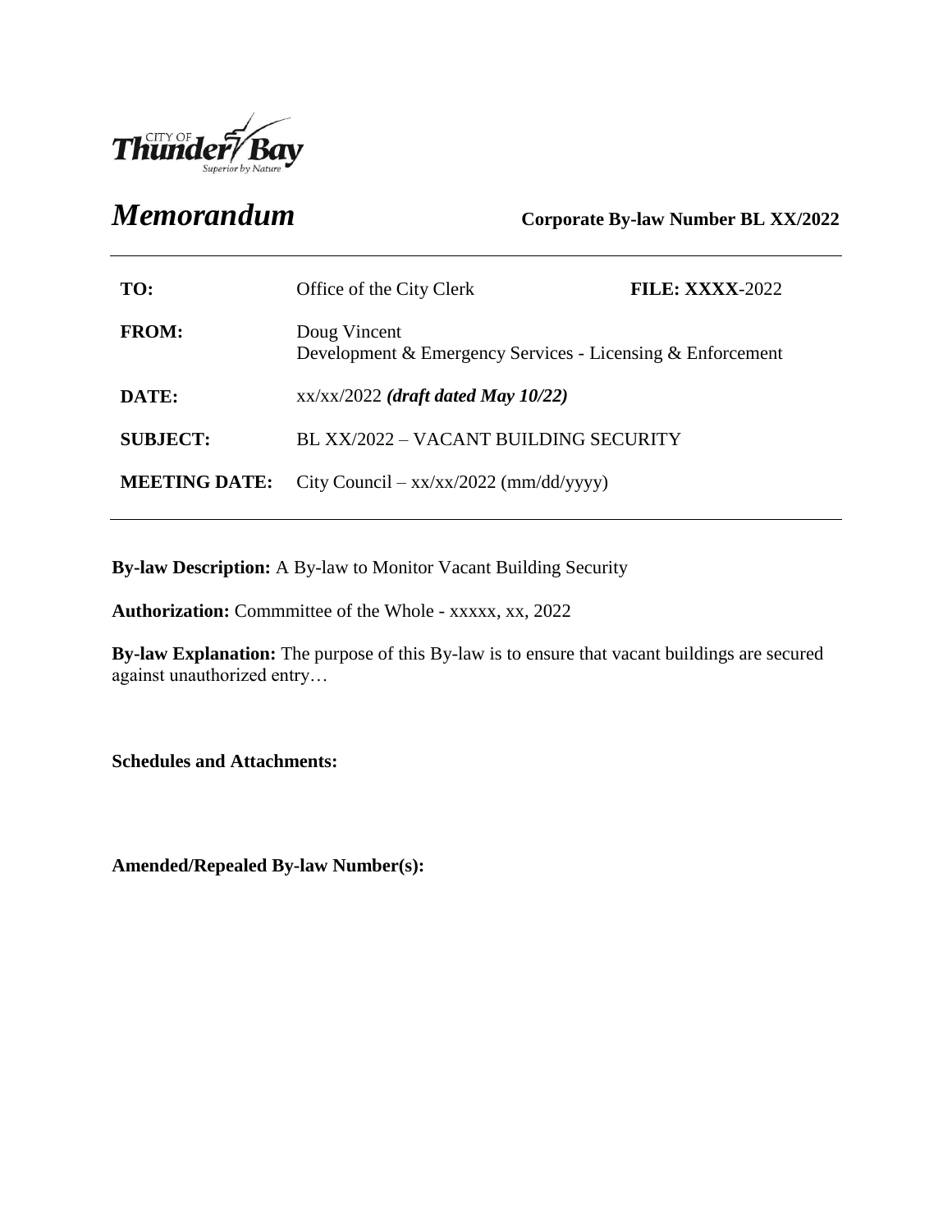CITY OF Thunder Bay
Superior by Nature

# *Memorandum*

**Corporate By-law Number BL XX/2022**

| | | |
|---|---|---|
| **TO:** | Office of the City Clerk | **FILE: XXXX**-2022 |
| **FROM:** | Doug Vincent<br>Development & Emergency Services - Licensing & Enforcement | |
| **DATE:** | xx/xx/2022 ***(draft dated May 10/22)*** | |
| **SUBJECT:** | BL XX/2022 – VACANT BUILDING SECURITY | |
| **MEETING DATE:** | City Council – xx/xx/2022 (mm/dd/yyyy) | |

**By-law Description:** A By-law to Monitor Vacant Building Security

**Authorization:** Commmittee of the Whole - xxxxx, xx, 2022

**By-law Explanation:** The purpose of this By-law is to ensure that vacant buildings are secured against unauthorized entry…

**Schedules and Attachments:**

**Amended/Repealed By-law Number(s):**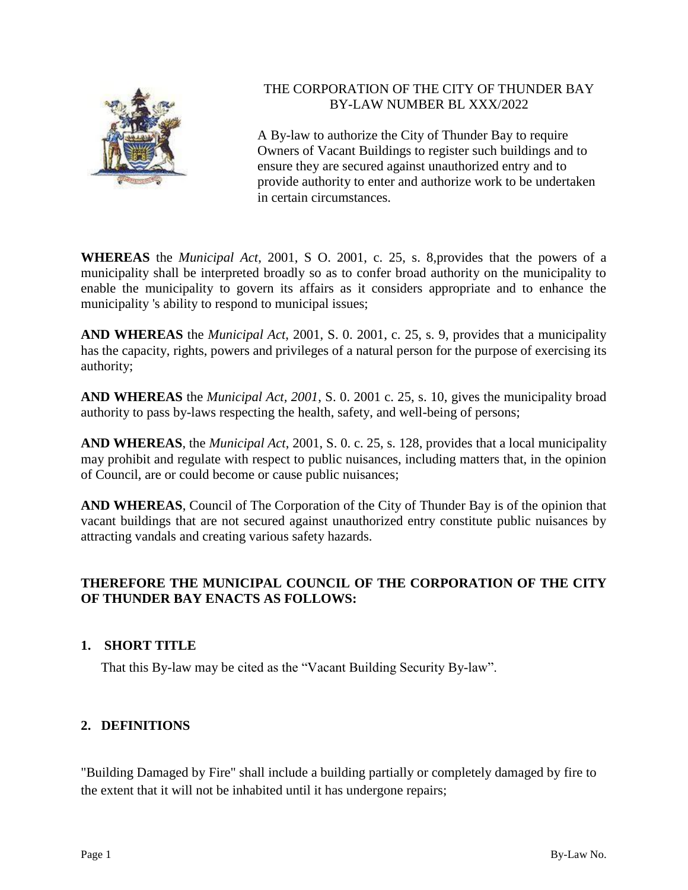THE CORPORATION OF THE CITY OF THUNDER BAY
BY-LAW NUMBER BL XXX/2022

A By-law to authorize the City of Thunder Bay to require Owners of Vacant Buildings to register such buildings and to ensure they are secured against unauthorized entry and to provide authority to enter and authorize work to be undertaken in certain circumstances.

**WHEREAS** the *Municipal Act*, 2001, S O. 2001, c. 25, s. 8,provides that the powers of a municipality shall be interpreted broadly so as to confer broad authority on the municipality to enable the municipality to govern its affairs as it considers appropriate and to enhance the municipality 's ability to respond to municipal issues;

**AND WHEREAS** the *Municipal Act*, 2001, S. 0. 2001, c. 25, s. 9, provides that a municipality has the capacity, rights, powers and privileges of a natural person for the purpose of exercising its authority;

**AND WHEREAS** the *Municipal Act, 2001*, S. 0. 2001 c. 25, s. 10, gives the municipality broad authority to pass by-laws respecting the health, safety, and well-being of persons;

**AND WHEREAS**, the *Municipal Act*, 2001, S. 0. c. 25, s. 128, provides that a local municipality may prohibit and regulate with respect to public nuisances, including matters that, in the opinion of Council, are or could become or cause public nuisances;

**AND WHEREAS**, Council of The Corporation of the City of Thunder Bay is of the opinion that vacant buildings that are not secured against unauthorized entry constitute public nuisances by attracting vandals and creating various safety hazards.

**THEREFORE THE MUNICIPAL COUNCIL OF THE CORPORATION OF THE CITY OF THUNDER BAY ENACTS AS FOLLOWS:**

## 1. SHORT TITLE

That this By-law may be cited as the "Vacant Building Security By-law".

## 2. DEFINITIONS

"Building Damaged by Fire" shall include a building partially or completely damaged by fire to the extent that it will not be inhabited until it has undergone repairs;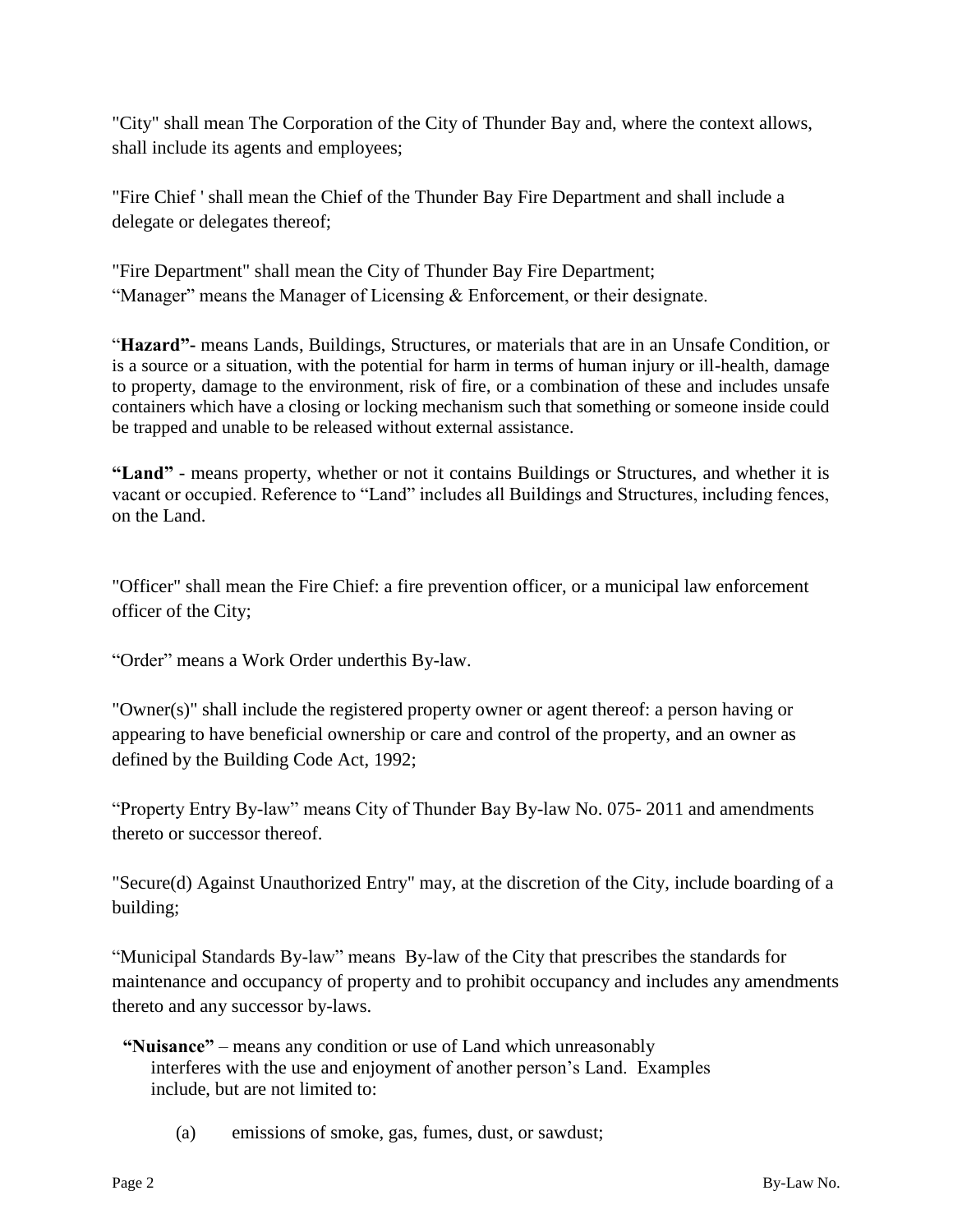"City" shall mean The Corporation of the City of Thunder Bay and, where the context allows, shall include its agents and employees;

"Fire Chief ' shall mean the Chief of the Thunder Bay Fire Department and shall include a delegate or delegates thereof;

"Fire Department" shall mean the City of Thunder Bay Fire Department;
"Manager" means the Manager of Licensing & Enforcement, or their designate.

"**Hazard"-** means Lands, Buildings, Structures, or materials that are in an Unsafe Condition, or is a source or a situation, with the potential for harm in terms of human injury or ill-health, damage to property, damage to the environment, risk of fire, or a combination of these and includes unsafe containers which have a closing or locking mechanism such that something or someone inside could be trapped and unable to be released without external assistance.

**"Land"** - means property, whether or not it contains Buildings or Structures, and whether it is vacant or occupied. Reference to "Land" includes all Buildings and Structures, including fences, on the Land.

"Officer" shall mean the Fire Chief: a fire prevention officer, or a municipal law enforcement officer of the City;

"Order" means a Work Order underthis By-law.

"Owner(s)" shall include the registered property owner or agent thereof: a person having or appearing to have beneficial ownership or care and control of the property, and an owner as defined by the Building Code Act, 1992;

"Property Entry By-law" means City of Thunder Bay By-law No. 075- 2011 and amendments thereto or successor thereof.

"Secure(d) Against Unauthorized Entry" may, at the discretion of the City, include boarding of a building;

"Municipal Standards By-law" means By-law of the City that prescribes the standards for maintenance and occupancy of property and to prohibit occupancy and includes any amendments thereto and any successor by-laws.

**"Nuisance"** – means any condition or use of Land which unreasonably interferes with the use and enjoyment of another person's Land. Examples include, but are not limited to:

(a) emissions of smoke, gas, fumes, dust, or sawdust;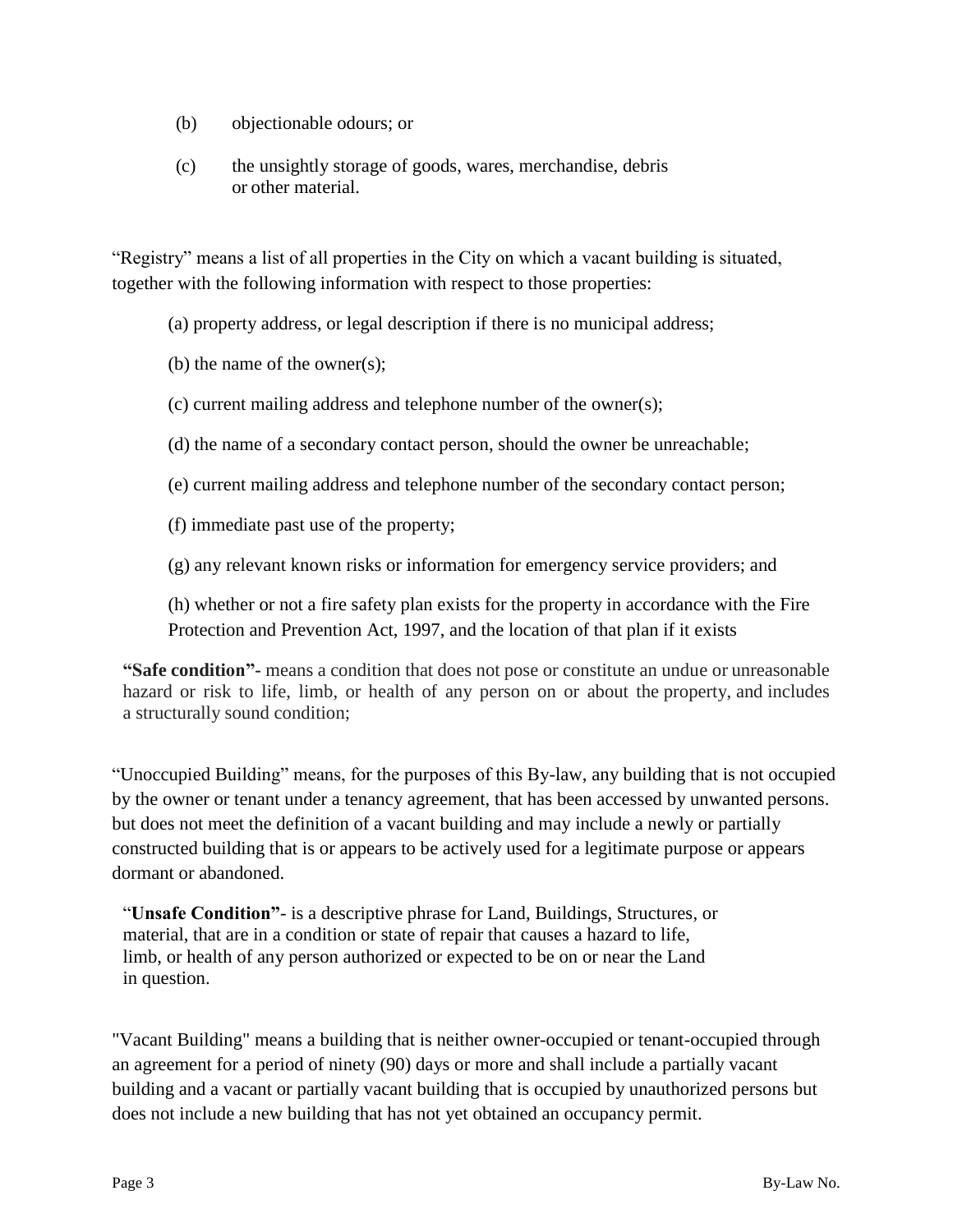(b) objectionable odours; or

(c) the unsightly storage of goods, wares, merchandise, debris or other material.

"Registry" means a list of all properties in the City on which a vacant building is situated, together with the following information with respect to those properties:

(a) property address, or legal description if there is no municipal address;

(b) the name of the owner(s);

(c) current mailing address and telephone number of the owner(s);

(d) the name of a secondary contact person, should the owner be unreachable;

(e) current mailing address and telephone number of the secondary contact person;

(f) immediate past use of the property;

(g) any relevant known risks or information for emergency service providers; and

(h) whether or not a fire safety plan exists for the property in accordance with the Fire Protection and Prevention Act, 1997, and the location of that plan if it exists

**"Safe condition"-** means a condition that does not pose or constitute an undue or unreasonable hazard or risk to life, limb, or health of any person on or about the property, and includes a structurally sound condition;

"Unoccupied Building" means, for the purposes of this By-law, any building that is not occupied by the owner or tenant under a tenancy agreement, that has been accessed by unwanted persons. but does not meet the definition of a vacant building and may include a newly or partially constructed building that is or appears to be actively used for a legitimate purpose or appears dormant or abandoned.

"**Unsafe Condition"**- is a descriptive phrase for Land, Buildings, Structures, or material, that are in a condition or state of repair that causes a hazard to life, limb, or health of any person authorized or expected to be on or near the Land in question.

"Vacant Building" means a building that is neither owner-occupied or tenant-occupied through an agreement for a period of ninety (90) days or more and shall include a partially vacant building and a vacant or partially vacant building that is occupied by unauthorized persons but does not include a new building that has not yet obtained an occupancy permit.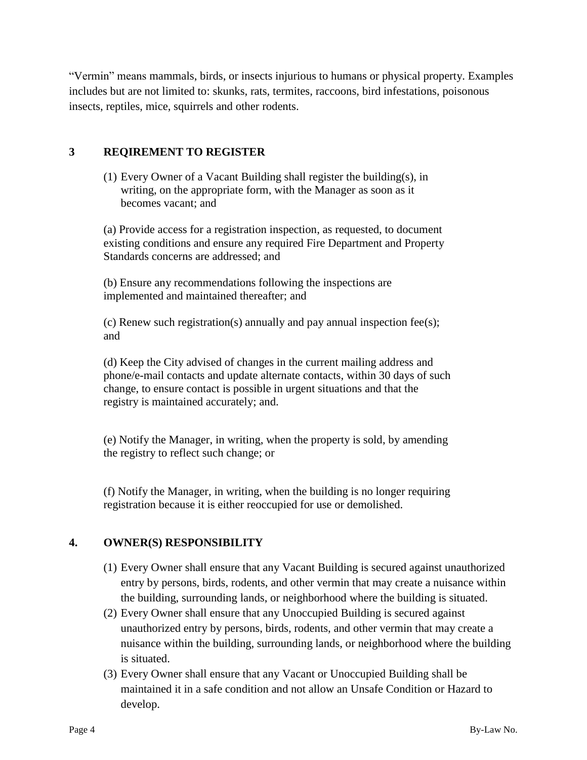"Vermin" means mammals, birds, or insects injurious to humans or physical property. Examples includes but are not limited to: skunks, rats, termites, raccoons, bird infestations, poisonous insects, reptiles, mice, squirrels and other rodents.

## 3 REQIREMENT TO REGISTER

(1) Every Owner of a Vacant Building shall register the building(s), in writing, on the appropriate form, with the Manager as soon as it becomes vacant; and

(a) Provide access for a registration inspection, as requested, to document existing conditions and ensure any required Fire Department and Property Standards concerns are addressed; and

(b) Ensure any recommendations following the inspections are implemented and maintained thereafter; and

(c) Renew such registration(s) annually and pay annual inspection fee(s); and

(d) Keep the City advised of changes in the current mailing address and phone/e-mail contacts and update alternate contacts, within 30 days of such change, to ensure contact is possible in urgent situations and that the registry is maintained accurately; and.

(e) Notify the Manager, in writing, when the property is sold, by amending the registry to reflect such change; or

(f) Notify the Manager, in writing, when the building is no longer requiring registration because it is either reoccupied for use or demolished.

## 4. OWNER(S) RESPONSIBILITY

(1) Every Owner shall ensure that any Vacant Building is secured against unauthorized entry by persons, birds, rodents, and other vermin that may create a nuisance within the building, surrounding lands, or neighborhood where the building is situated.

(2) Every Owner shall ensure that any Unoccupied Building is secured against unauthorized entry by persons, birds, rodents, and other vermin that may create a nuisance within the building, surrounding lands, or neighborhood where the building is situated.

(3) Every Owner shall ensure that any Vacant or Unoccupied Building shall be maintained it in a safe condition and not allow an Unsafe Condition or Hazard to develop.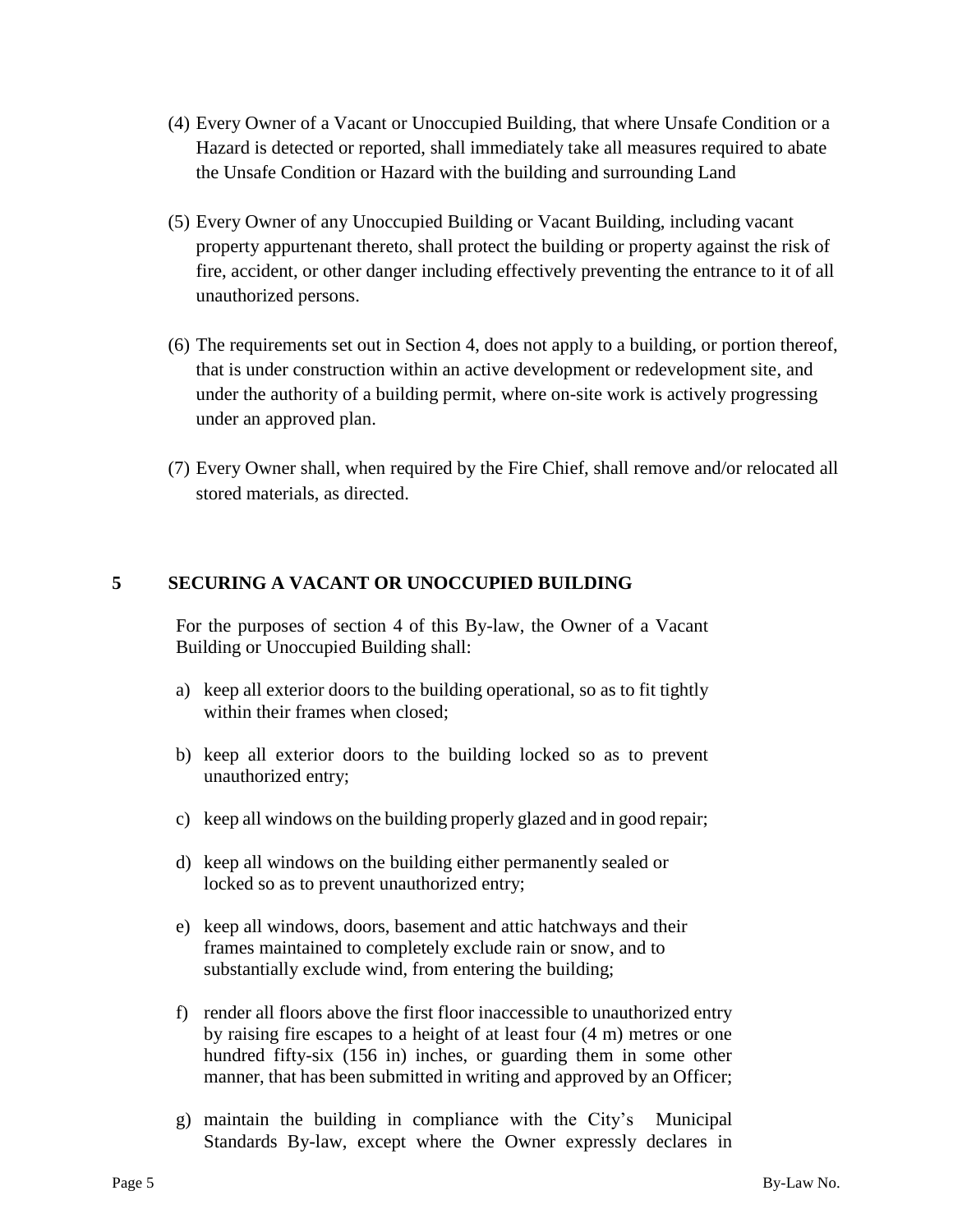(4) Every Owner of a Vacant or Unoccupied Building, that where Unsafe Condition or a Hazard is detected or reported, shall immediately take all measures required to abate the Unsafe Condition or Hazard with the building and surrounding Land

(5) Every Owner of any Unoccupied Building or Vacant Building, including vacant property appurtenant thereto, shall protect the building or property against the risk of fire, accident, or other danger including effectively preventing the entrance to it of all unauthorized persons.

(6) The requirements set out in Section 4, does not apply to a building, or portion thereof, that is under construction within an active development or redevelopment site, and under the authority of a building permit, where on-site work is actively progressing under an approved plan.

(7) Every Owner shall, when required by the Fire Chief, shall remove and/or relocated all stored materials, as directed.

## 5 SECURING A VACANT OR UNOCCUPIED BUILDING

For the purposes of section 4 of this By-law, the Owner of a Vacant Building or Unoccupied Building shall:

a) keep all exterior doors to the building operational, so as to fit tightly within their frames when closed;

b) keep all exterior doors to the building locked so as to prevent unauthorized entry;

c) keep all windows on the building properly glazed and in good repair;

d) keep all windows on the building either permanently sealed or locked so as to prevent unauthorized entry;

e) keep all windows, doors, basement and attic hatchways and their frames maintained to completely exclude rain or snow, and to substantially exclude wind, from entering the building;

f) render all floors above the first floor inaccessible to unauthorized entry by raising fire escapes to a height of at least four (4 m) metres or one hundred fifty-six (156 in) inches, or guarding them in some other manner, that has been submitted in writing and approved by an Officer;

g) maintain the building in compliance with the City's Municipal Standards By-law, except where the Owner expressly declares in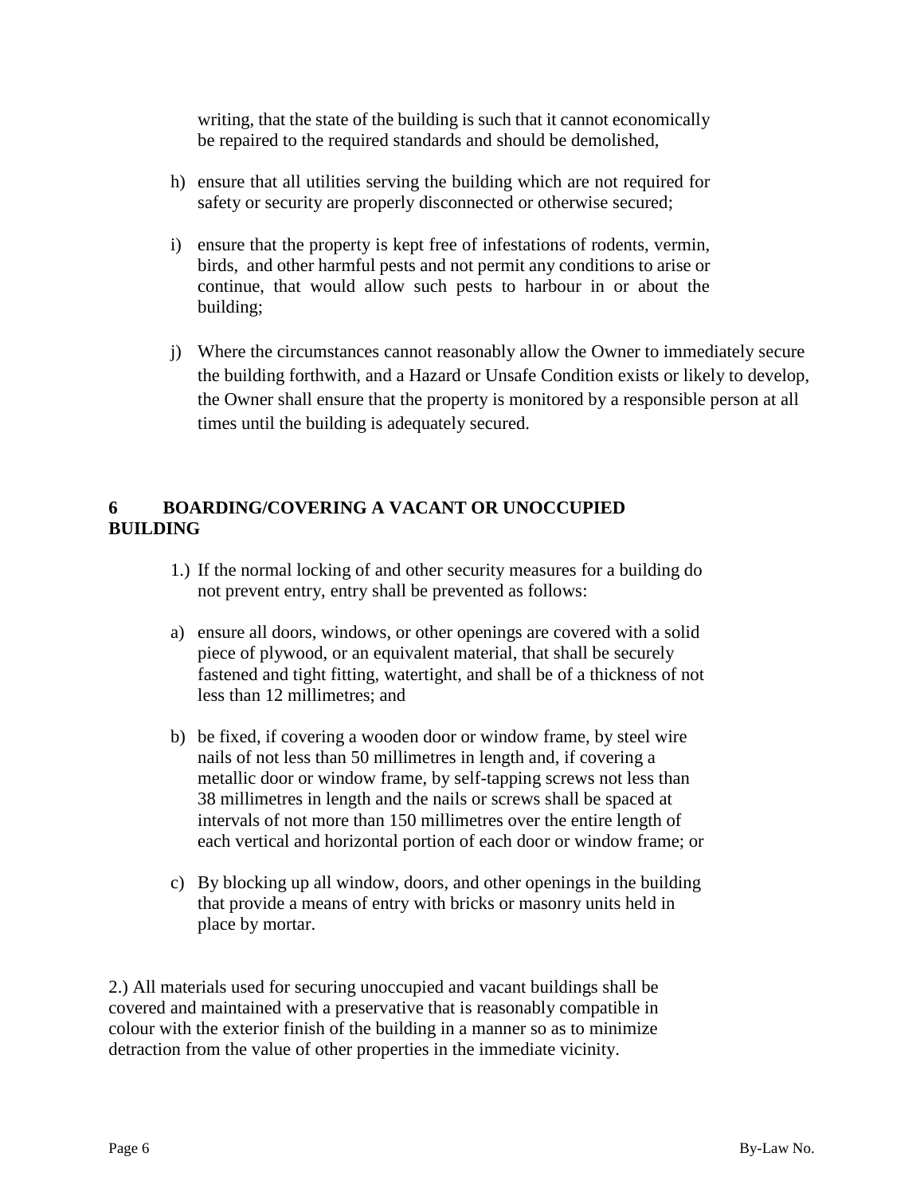writing, that the state of the building is such that it cannot economically be repaired to the required standards and should be demolished,

h) ensure that all utilities serving the building which are not required for safety or security are properly disconnected or otherwise secured;

i) ensure that the property is kept free of infestations of rodents, vermin, birds, and other harmful pests and not permit any conditions to arise or continue, that would allow such pests to harbour in or about the building;

j) Where the circumstances cannot reasonably allow the Owner to immediately secure the building forthwith, and a Hazard or Unsafe Condition exists or likely to develop, the Owner shall ensure that the property is monitored by a responsible person at all times until the building is adequately secured.

## 6 BOARDING/COVERING A VACANT OR UNOCCUPIED BUILDING

1.) If the normal locking of and other security measures for a building do not prevent entry, entry shall be prevented as follows:

a) ensure all doors, windows, or other openings are covered with a solid piece of plywood, or an equivalent material, that shall be securely fastened and tight fitting, watertight, and shall be of a thickness of not less than 12 millimetres; and

b) be fixed, if covering a wooden door or window frame, by steel wire nails of not less than 50 millimetres in length and, if covering a metallic door or window frame, by self-tapping screws not less than 38 millimetres in length and the nails or screws shall be spaced at intervals of not more than 150 millimetres over the entire length of each vertical and horizontal portion of each door or window frame; or

c) By blocking up all window, doors, and other openings in the building that provide a means of entry with bricks or masonry units held in place by mortar.

2.) All materials used for securing unoccupied and vacant buildings shall be covered and maintained with a preservative that is reasonably compatible in colour with the exterior finish of the building in a manner so as to minimize detraction from the value of other properties in the immediate vicinity.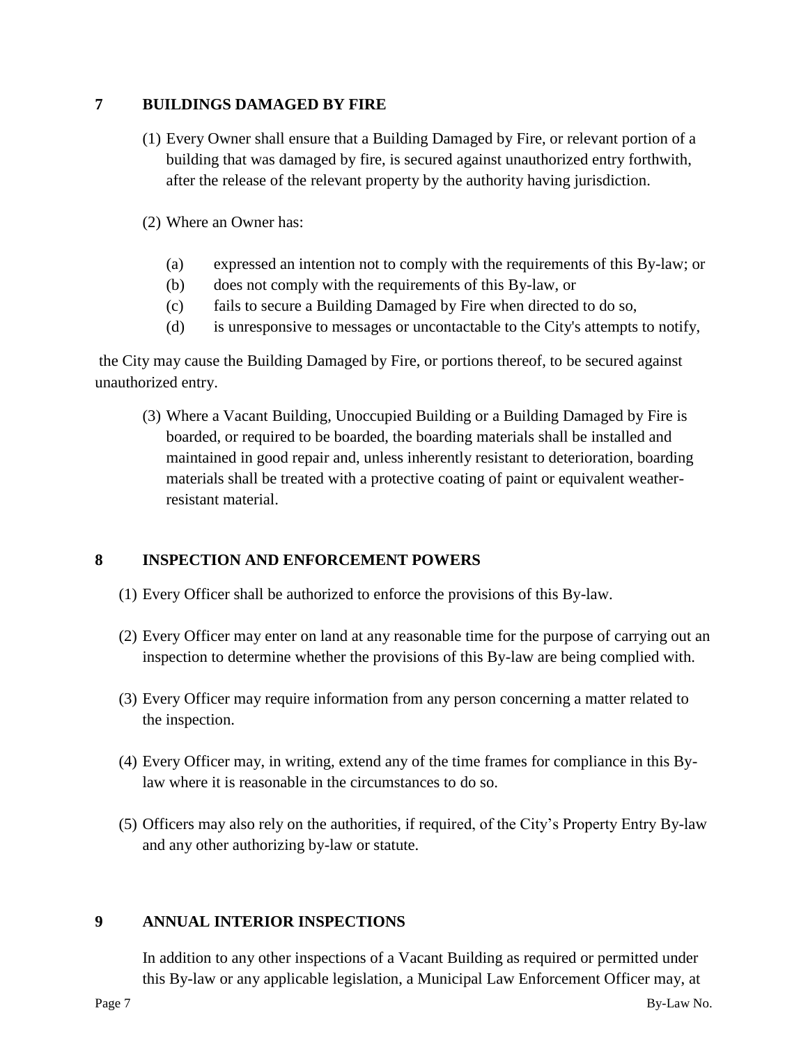## 7 BUILDINGS DAMAGED BY FIRE

(1) Every Owner shall ensure that a Building Damaged by Fire, or relevant portion of a building that was damaged by fire, is secured against unauthorized entry forthwith, after the release of the relevant property by the authority having jurisdiction.

(2) Where an Owner has:

(a) expressed an intention not to comply with the requirements of this By-law; or
(b) does not comply with the requirements of this By-law, or
(c) fails to secure a Building Damaged by Fire when directed to do so,
(d) is unresponsive to messages or uncontactable to the City's attempts to notify,

the City may cause the Building Damaged by Fire, or portions thereof, to be secured against unauthorized entry.

(3) Where a Vacant Building, Unoccupied Building or a Building Damaged by Fire is boarded, or required to be boarded, the boarding materials shall be installed and maintained in good repair and, unless inherently resistant to deterioration, boarding materials shall be treated with a protective coating of paint or equivalent weather-resistant material.

## 8 INSPECTION AND ENFORCEMENT POWERS

(1) Every Officer shall be authorized to enforce the provisions of this By-law.

(2) Every Officer may enter on land at any reasonable time for the purpose of carrying out an inspection to determine whether the provisions of this By-law are being complied with.

(3) Every Officer may require information from any person concerning a matter related to the inspection.

(4) Every Officer may, in writing, extend any of the time frames for compliance in this By-law where it is reasonable in the circumstances to do so.

(5) Officers may also rely on the authorities, if required, of the City's Property Entry By-law and any other authorizing by-law or statute.

## 9 ANNUAL INTERIOR INSPECTIONS

In addition to any other inspections of a Vacant Building as required or permitted under this By-law or any applicable legislation, a Municipal Law Enforcement Officer may, at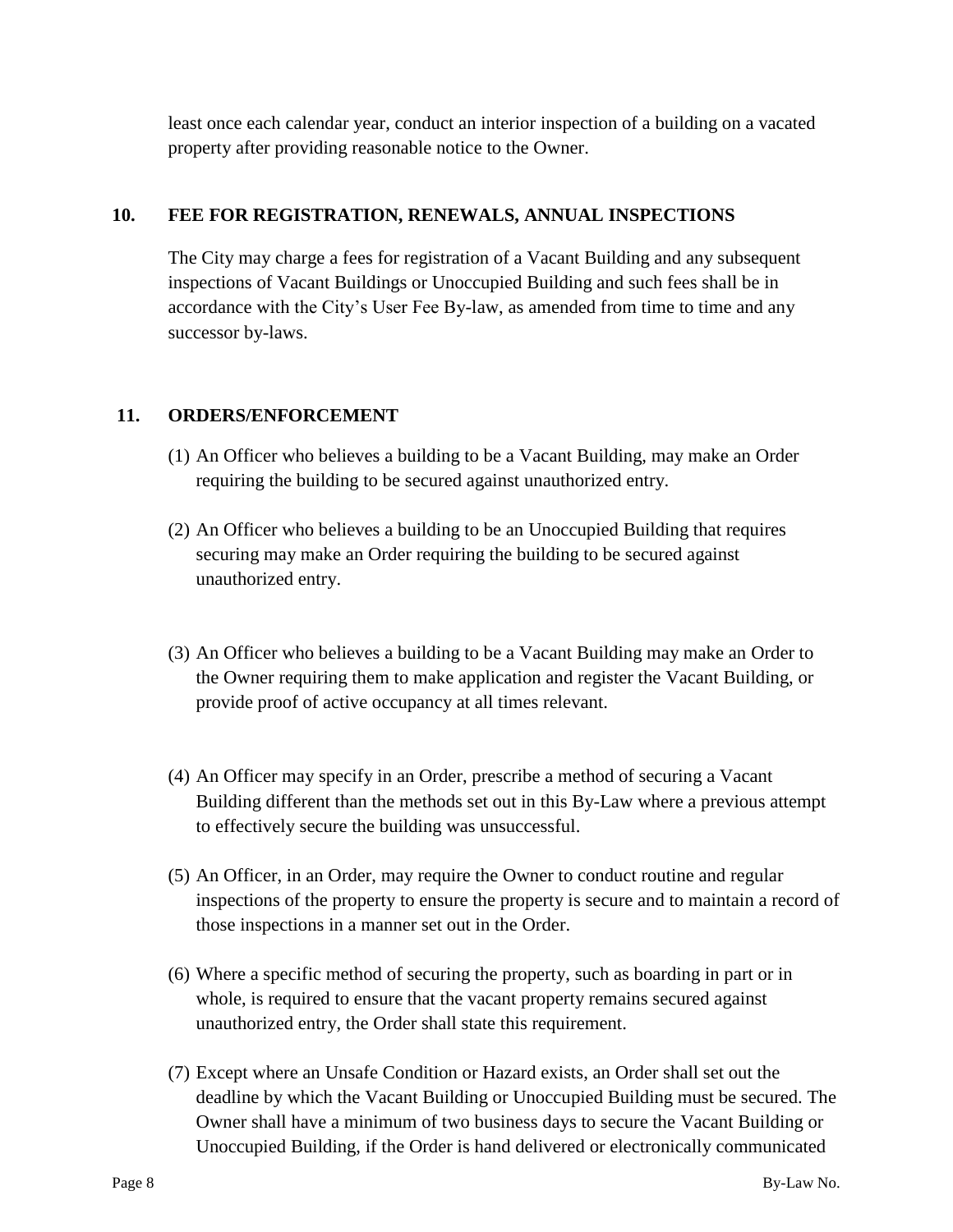least once each calendar year, conduct an interior inspection of a building on a vacated property after providing reasonable notice to the Owner.

## 10. FEE FOR REGISTRATION, RENEWALS, ANNUAL INSPECTIONS

The City may charge a fees for registration of a Vacant Building and any subsequent inspections of Vacant Buildings or Unoccupied Building and such fees shall be in accordance with the City's User Fee By-law, as amended from time to time and any successor by-laws.

## 11. ORDERS/ENFORCEMENT

(1) An Officer who believes a building to be a Vacant Building, may make an Order requiring the building to be secured against unauthorized entry.

(2) An Officer who believes a building to be an Unoccupied Building that requires securing may make an Order requiring the building to be secured against unauthorized entry.

(3) An Officer who believes a building to be a Vacant Building may make an Order to the Owner requiring them to make application and register the Vacant Building, or provide proof of active occupancy at all times relevant.

(4) An Officer may specify in an Order, prescribe a method of securing a Vacant Building different than the methods set out in this By-Law where a previous attempt to effectively secure the building was unsuccessful.

(5) An Officer, in an Order, may require the Owner to conduct routine and regular inspections of the property to ensure the property is secure and to maintain a record of those inspections in a manner set out in the Order.

(6) Where a specific method of securing the property, such as boarding in part or in whole, is required to ensure that the vacant property remains secured against unauthorized entry, the Order shall state this requirement.

(7) Except where an Unsafe Condition or Hazard exists, an Order shall set out the deadline by which the Vacant Building or Unoccupied Building must be secured. The Owner shall have a minimum of two business days to secure the Vacant Building or Unoccupied Building, if the Order is hand delivered or electronically communicated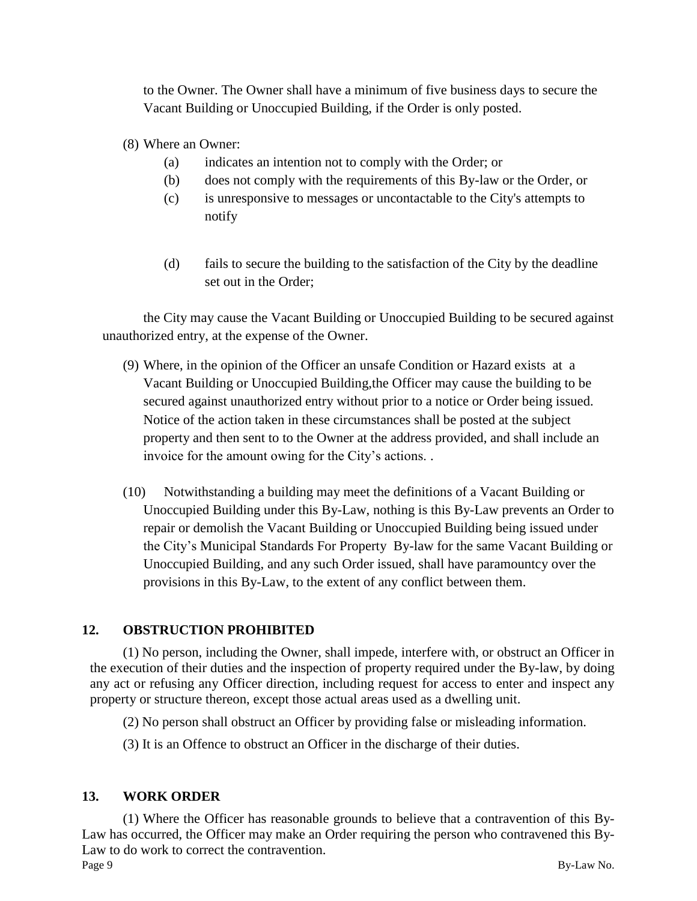to the Owner. The Owner shall have a minimum of five business days to secure the Vacant Building or Unoccupied Building, if the Order is only posted.

(8) Where an Owner:

(a) indicates an intention not to comply with the Order; or

(b) does not comply with the requirements of this By-law or the Order, or

(c) is unresponsive to messages or uncontactable to the City's attempts to notify

(d) fails to secure the building to the satisfaction of the City by the deadline set out in the Order;

the City may cause the Vacant Building or Unoccupied Building to be secured against unauthorized entry, at the expense of the Owner.

(9) Where, in the opinion of the Officer an unsafe Condition or Hazard exists at a Vacant Building or Unoccupied Building,the Officer may cause the building to be secured against unauthorized entry without prior to a notice or Order being issued. Notice of the action taken in these circumstances shall be posted at the subject property and then sent to to the Owner at the address provided, and shall include an invoice for the amount owing for the City's actions. .

(10) Notwithstanding a building may meet the definitions of a Vacant Building or Unoccupied Building under this By-Law, nothing is this By-Law prevents an Order to repair or demolish the Vacant Building or Unoccupied Building being issued under the City's Municipal Standards For Property By-law for the same Vacant Building or Unoccupied Building, and any such Order issued, shall have paramountcy over the provisions in this By-Law, to the extent of any conflict between them.

## 12. OBSTRUCTION PROHIBITED

(1) No person, including the Owner, shall impede, interfere with, or obstruct an Officer in the execution of their duties and the inspection of property required under the By-law, by doing any act or refusing any Officer direction, including request for access to enter and inspect any property or structure thereon, except those actual areas used as a dwelling unit.

(2) No person shall obstruct an Officer by providing false or misleading information.

(3) It is an Offence to obstruct an Officer in the discharge of their duties.

## 13. WORK ORDER

(1) Where the Officer has reasonable grounds to believe that a contravention of this By-Law has occurred, the Officer may make an Order requiring the person who contravened this By-Law to do work to correct the contravention.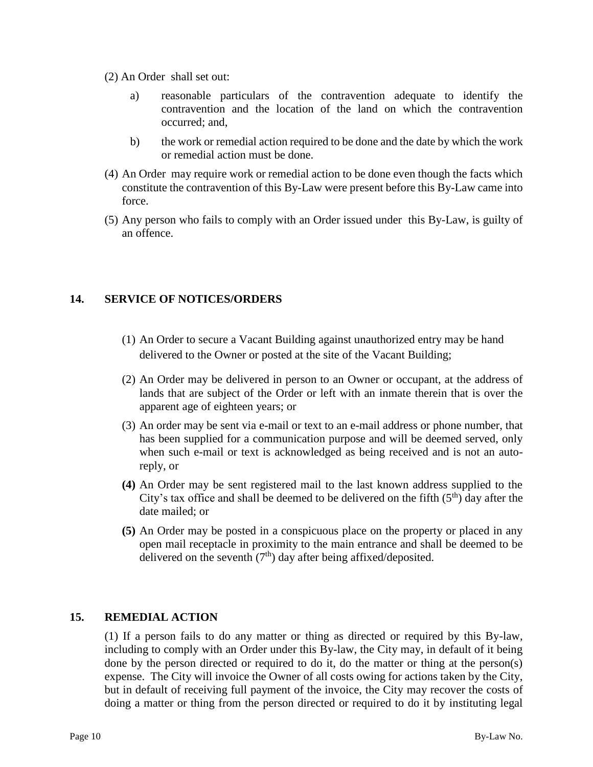(2) An Order shall set out:

a) reasonable particulars of the contravention adequate to identify the contravention and the location of the land on which the contravention occurred; and,

b) the work or remedial action required to be done and the date by which the work or remedial action must be done.

(4) An Order may require work or remedial action to be done even though the facts which constitute the contravention of this By-Law were present before this By-Law came into force.

(5) Any person who fails to comply with an Order issued under this By-Law, is guilty of an offence.

## 14. SERVICE OF NOTICES/ORDERS

(1) An Order to secure a Vacant Building against unauthorized entry may be hand delivered to the Owner or posted at the site of the Vacant Building;

(2) An Order may be delivered in person to an Owner or occupant, at the address of lands that are subject of the Order or left with an inmate therein that is over the apparent age of eighteen years; or

(3) An order may be sent via e-mail or text to an e-mail address or phone number, that has been supplied for a communication purpose and will be deemed served, only when such e-mail or text is acknowledged as being received and is not an auto-reply, or

**(4)** An Order may be sent registered mail to the last known address supplied to the City's tax office and shall be deemed to be delivered on the fifth (5th) day after the date mailed; or

**(5)** An Order may be posted in a conspicuous place on the property or placed in any open mail receptacle in proximity to the main entrance and shall be deemed to be delivered on the seventh (7th) day after being affixed/deposited.

## 15. REMEDIAL ACTION

(1) If a person fails to do any matter or thing as directed or required by this By-law, including to comply with an Order under this By-law, the City may, in default of it being done by the person directed or required to do it, do the matter or thing at the person(s) expense. The City will invoice the Owner of all costs owing for actions taken by the City, but in default of receiving full payment of the invoice, the City may recover the costs of doing a matter or thing from the person directed or required to do it by instituting legal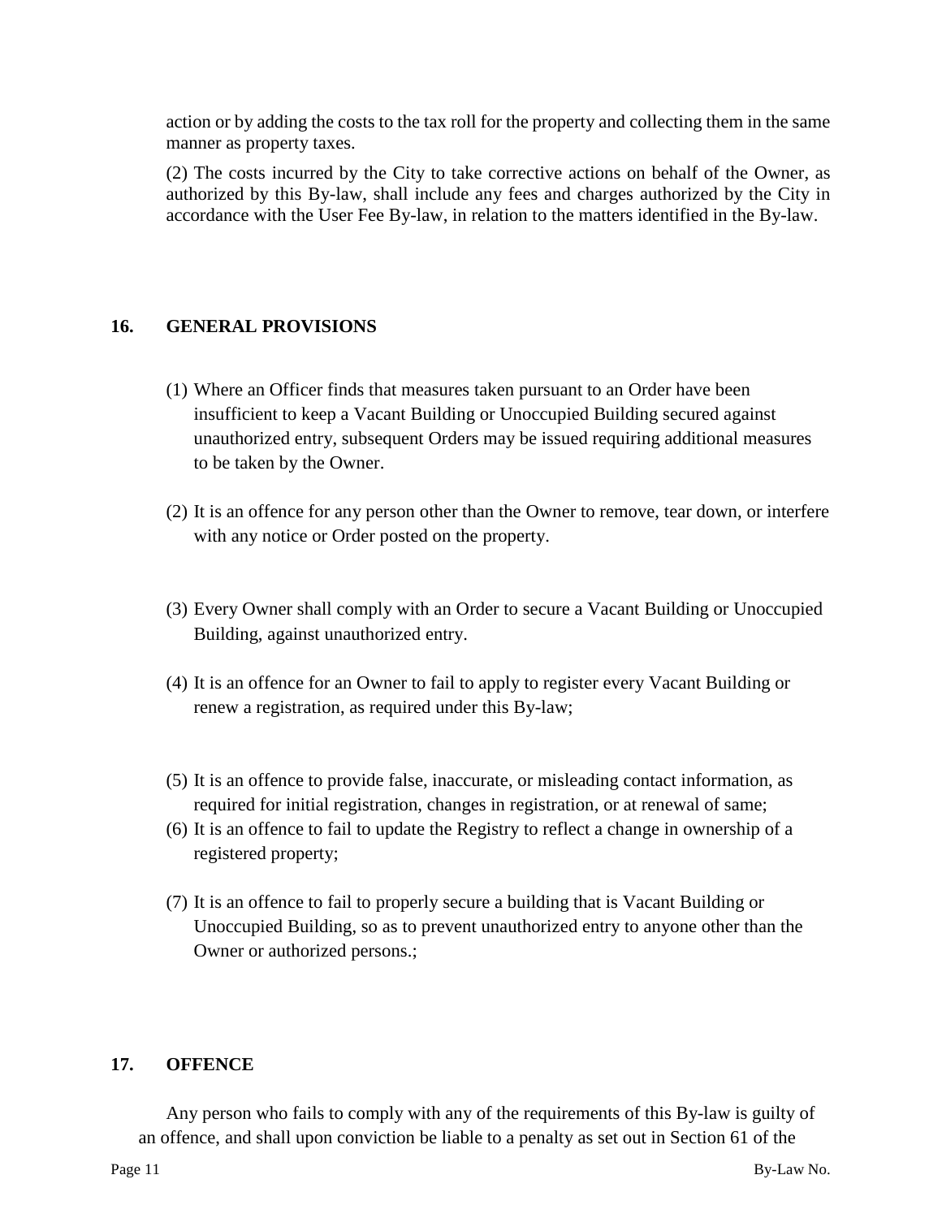action or by adding the costs to the tax roll for the property and collecting them in the same manner as property taxes.

(2) The costs incurred by the City to take corrective actions on behalf of the Owner, as authorized by this By-law, shall include any fees and charges authorized by the City in accordance with the User Fee By-law, in relation to the matters identified in the By-law.

## 16. GENERAL PROVISIONS

(1) Where an Officer finds that measures taken pursuant to an Order have been insufficient to keep a Vacant Building or Unoccupied Building secured against unauthorized entry, subsequent Orders may be issued requiring additional measures to be taken by the Owner.

(2) It is an offence for any person other than the Owner to remove, tear down, or interfere with any notice or Order posted on the property.

(3) Every Owner shall comply with an Order to secure a Vacant Building or Unoccupied Building, against unauthorized entry.

(4) It is an offence for an Owner to fail to apply to register every Vacant Building or renew a registration, as required under this By-law;

(5) It is an offence to provide false, inaccurate, or misleading contact information, as required for initial registration, changes in registration, or at renewal of same;

(6) It is an offence to fail to update the Registry to reflect a change in ownership of a registered property;

(7) It is an offence to fail to properly secure a building that is Vacant Building or Unoccupied Building, so as to prevent unauthorized entry to anyone other than the Owner or authorized persons.;

## 17. OFFENCE

Any person who fails to comply with any of the requirements of this By-law is guilty of an offence, and shall upon conviction be liable to a penalty as set out in Section 61 of the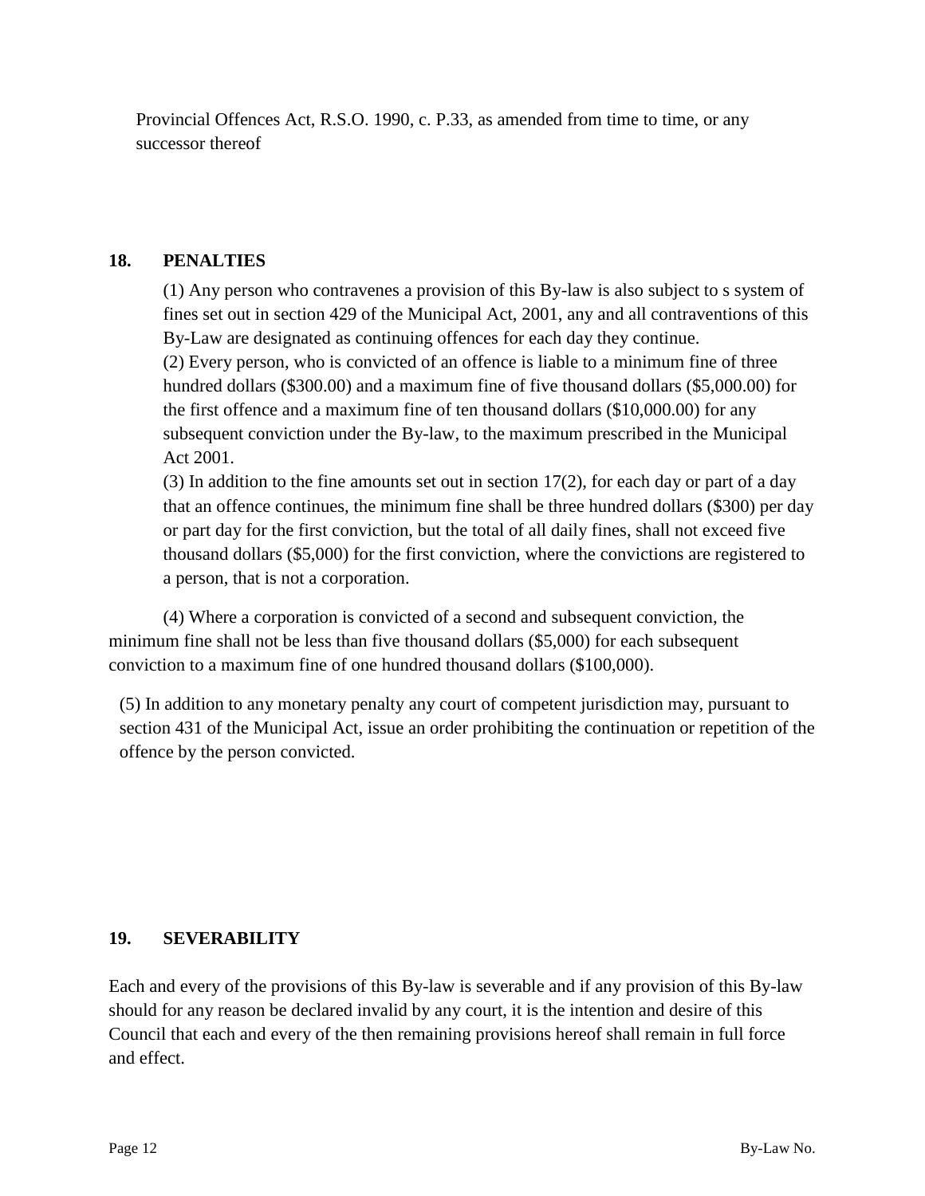Provincial Offences Act, R.S.O. 1990, c. P.33, as amended from time to time, or any successor thereof

## 18. PENALTIES

(1) Any person who contravenes a provision of this By-law is also subject to s system of fines set out in section 429 of the Municipal Act, 2001, any and all contraventions of this By-Law are designated as continuing offences for each day they continue.

(2) Every person, who is convicted of an offence is liable to a minimum fine of three hundred dollars ($300.00) and a maximum fine of five thousand dollars ($5,000.00) for the first offence and a maximum fine of ten thousand dollars ($10,000.00) for any subsequent conviction under the By-law, to the maximum prescribed in the Municipal Act 2001.

(3) In addition to the fine amounts set out in section 17(2), for each day or part of a day that an offence continues, the minimum fine shall be three hundred dollars ($300) per day or part day for the first conviction, but the total of all daily fines, shall not exceed five thousand dollars ($5,000) for the first conviction, where the convictions are registered to a person, that is not a corporation.

(4) Where a corporation is convicted of a second and subsequent conviction, the minimum fine shall not be less than five thousand dollars ($5,000) for each subsequent conviction to a maximum fine of one hundred thousand dollars ($100,000).

(5) In addition to any monetary penalty any court of competent jurisdiction may, pursuant to section 431 of the Municipal Act, issue an order prohibiting the continuation or repetition of the offence by the person convicted.

## 19. SEVERABILITY

Each and every of the provisions of this By-law is severable and if any provision of this By-law should for any reason be declared invalid by any court, it is the intention and desire of this Council that each and every of the then remaining provisions hereof shall remain in full force and effect.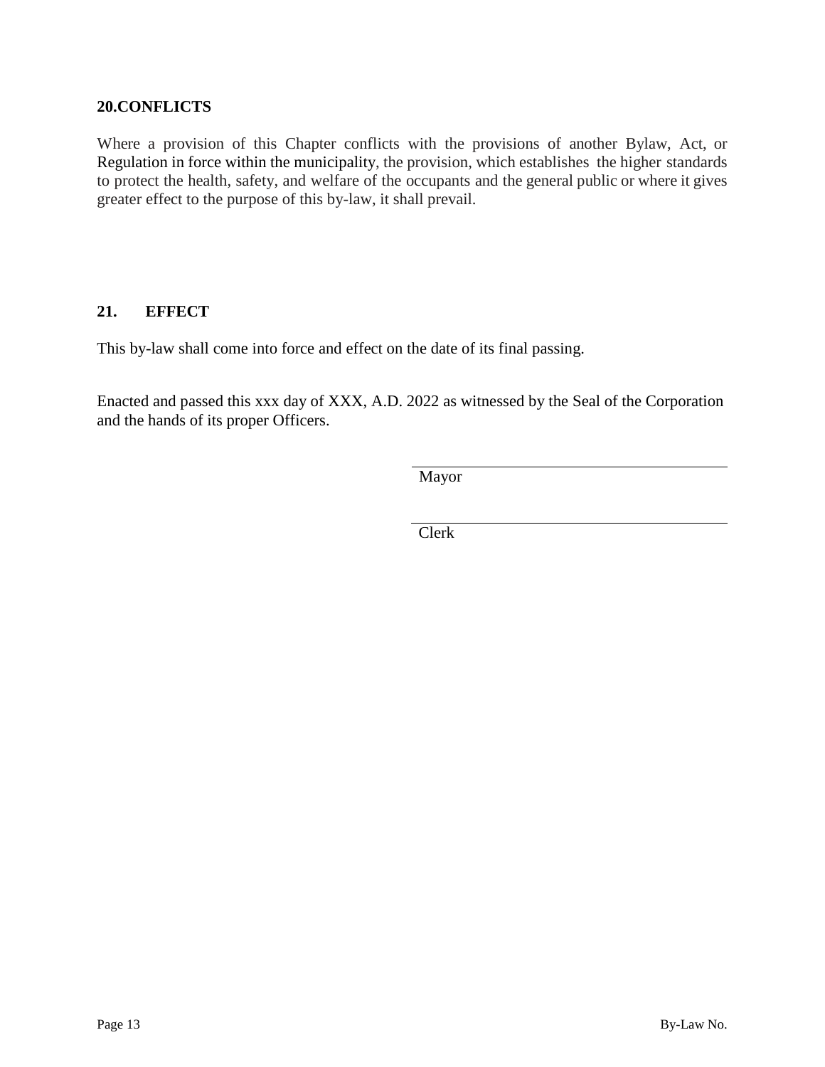## 20.CONFLICTS

Where a provision of this Chapter conflicts with the provisions of another Bylaw, Act, or Regulation in force within the municipality, the provision, which establishes the higher standards to protect the health, safety, and welfare of the occupants and the general public or where it gives greater effect to the purpose of this by-law, it shall prevail.

## 21. EFFECT

This by-law shall come into force and effect on the date of its final passing.

Enacted and passed this xxx day of XXX, A.D. 2022 as witnessed by the Seal of the Corporation and the hands of its proper Officers.

Mayor

Clerk